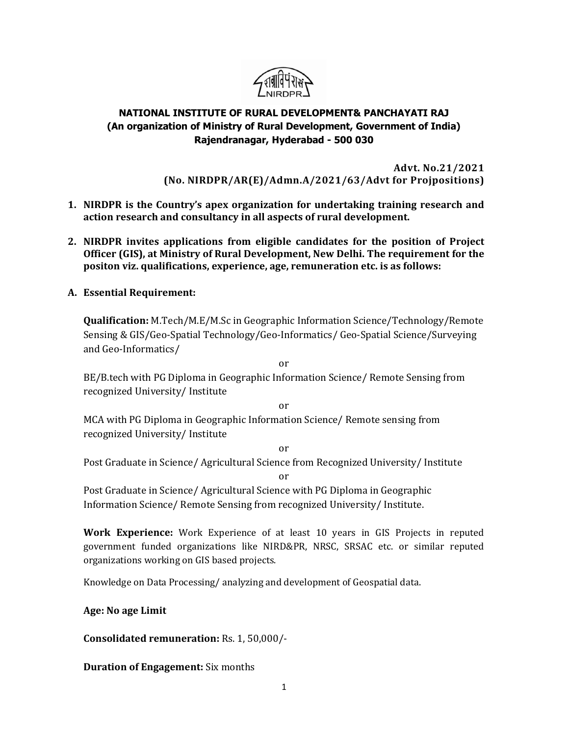# NATIONAL INSTITUTE OF RURAL DEVELOPMENT& PANCHAYATI RAJ
## (An organization of Ministry of Rural Development, Government of India)
## Rajendranagar, Hyderabad - 500 030

**Advt. No.21/2021**
**(No. NIRDPR/AR(E)/Admn.A/2021/63/Advt for Projpositions)**

1. **NIRDPR is the Country's apex organization for undertaking training research and action research and consultancy in all aspects of rural development.**
2. **NIRDPR invites applications from eligible candidates for the position of Project Officer (GIS), at Ministry of Rural Development, New Delhi. The requirement for the positon viz. qualifications, experience, age, remuneration etc. is as follows:**

**A. Essential Requirement:**

**Qualification:** M.Tech/M.E/M.Sc in Geographic Information Science/Technology/Remote Sensing & GIS/Geo-Spatial Technology/Geo-Informatics/ Geo-Spatial Science/Surveying and Geo-Informatics/

or

BE/B.tech with PG Diploma in Geographic Information Science/ Remote Sensing from recognized University/ Institute

or

MCA with PG Diploma in Geographic Information Science/ Remote sensing from recognized University/ Institute

or

Post Graduate in Science/ Agricultural Science from Recognized University/ Institute

or

Post Graduate in Science/ Agricultural Science with PG Diploma in Geographic Information Science/ Remote Sensing from recognized University/ Institute.

**Work Experience:** Work Experience of at least 10 years in GIS Projects in reputed government funded organizations like NIRD&PR, NRSC, SRSAC etc. or similar reputed organizations working on GIS based projects.

Knowledge on Data Processing/ analyzing and development of Geospatial data.

**Age: No age Limit**

**Consolidated remuneration:** Rs. 1, 50,000/-

**Duration of Engagement:** Six months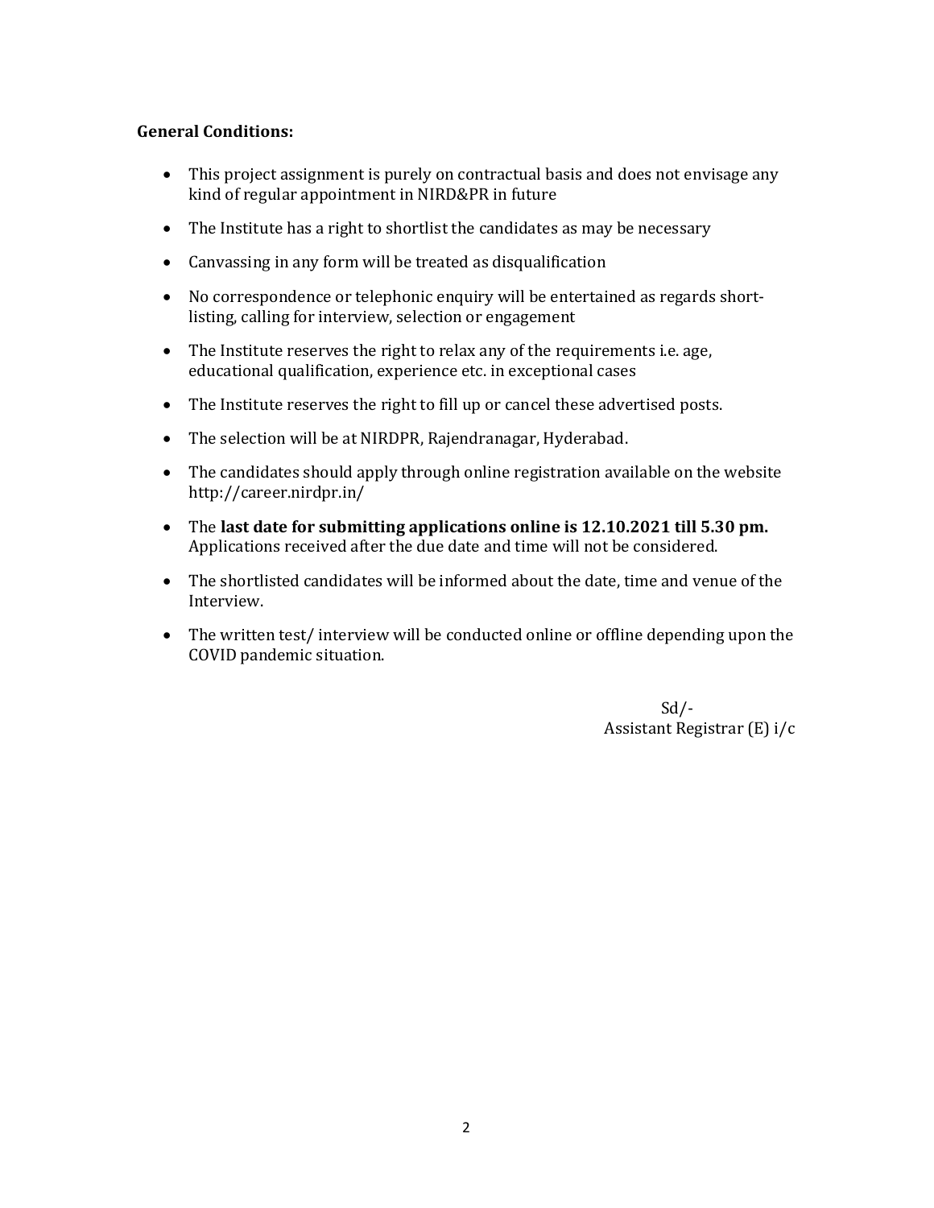**General Conditions:**

- This project assignment is purely on contractual basis and does not envisage any kind of regular appointment in NIRD&PR in future
- The Institute has a right to shortlist the candidates as may be necessary
- Canvassing in any form will be treated as disqualification
- No correspondence or telephonic enquiry will be entertained as regards short-listing, calling for interview, selection or engagement
- The Institute reserves the right to relax any of the requirements i.e. age, educational qualification, experience etc. in exceptional cases
- The Institute reserves the right to fill up or cancel these advertised posts.
- The selection will be at NIRDPR, Rajendranagar, Hyderabad.
- The candidates should apply through online registration available on the website http://career.nirdpr.in/
- The **last date for submitting applications online is 12.10.2021 till 5.30 pm.** Applications received after the due date and time will not be considered.
- The shortlisted candidates will be informed about the date, time and venue of the Interview.
- The written test/ interview will be conducted online or offline depending upon the COVID pandemic situation.

Sd/-
Assistant Registrar (E) i/c